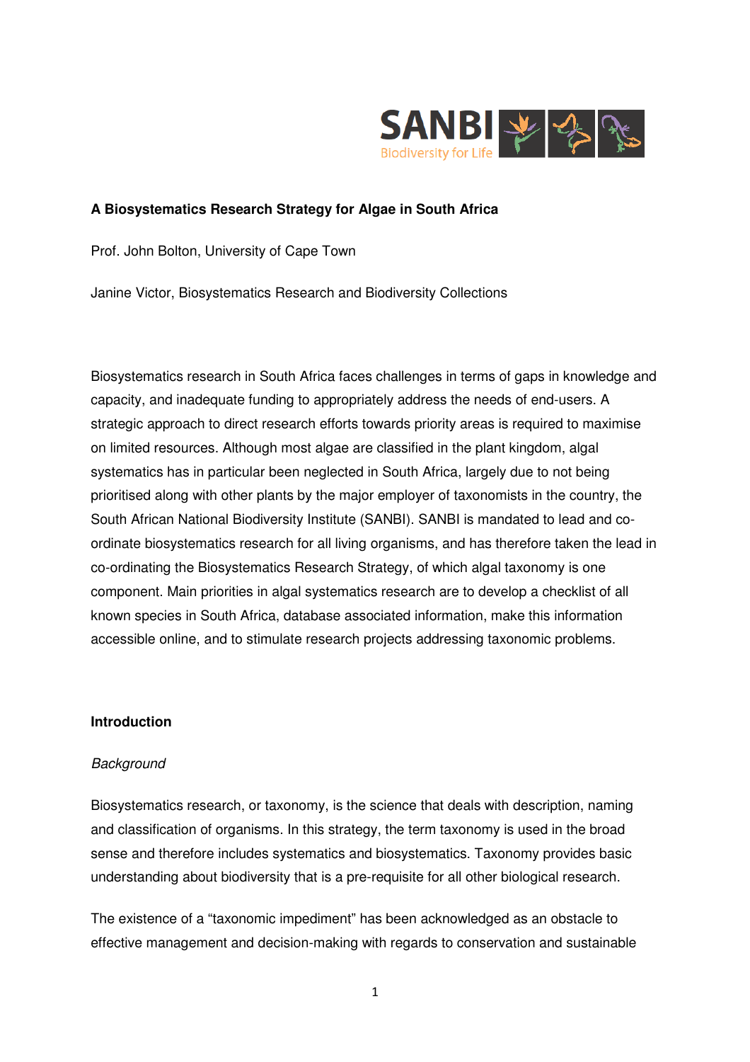SANBI

Biodiversity for Life

**A Biosystematics Research Strategy for Algae in South Africa**

Prof. John Bolton, University of Cape Town

Janine Victor, Biosystematics Research and Biodiversity Collections

Biosystematics research in South Africa faces challenges in terms of gaps in knowledge and capacity, and inadequate funding to appropriately address the needs of end-users. A strategic approach to direct research efforts towards priority areas is required to maximise on limited resources. Although most algae are classified in the plant kingdom, algal systematics has in particular been neglected in South Africa, largely due to not being prioritised along with other plants by the major employer of taxonomists in the country, the South African National Biodiversity Institute (SANBI). SANBI is mandated to lead and co-ordinate biosystematics research for all living organisms, and has therefore taken the lead in co-ordinating the Biosystematics Research Strategy, of which algal taxonomy is one component. Main priorities in algal systematics research are to develop a checklist of all known species in South Africa, database associated information, make this information accessible online, and to stimulate research projects addressing taxonomic problems.

## Introduction

### *Background*

Biosystematics research, or taxonomy, is the science that deals with description, naming and classification of organisms. In this strategy, the term taxonomy is used in the broad sense and therefore includes systematics and biosystematics. Taxonomy provides basic understanding about biodiversity that is a pre-requisite for all other biological research.

The existence of a "taxonomic impediment" has been acknowledged as an obstacle to effective management and decision-making with regards to conservation and sustainable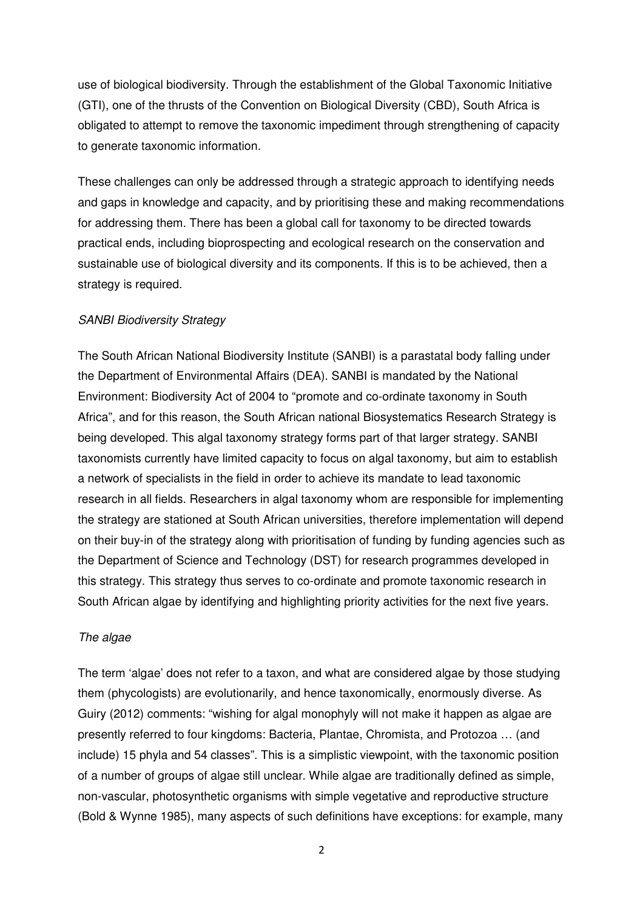use of biological biodiversity. Through the establishment of the Global Taxonomic Initiative (GTI), one of the thrusts of the Convention on Biological Diversity (CBD), South Africa is obligated to attempt to remove the taxonomic impediment through strengthening of capacity to generate taxonomic information.

These challenges can only be addressed through a strategic approach to identifying needs and gaps in knowledge and capacity, and by prioritising these and making recommendations for addressing them. There has been a global call for taxonomy to be directed towards practical ends, including bioprospecting and ecological research on the conservation and sustainable use of biological diversity and its components. If this is to be achieved, then a strategy is required.

*SANBI Biodiversity Strategy*

The South African National Biodiversity Institute (SANBI) is a parastatal body falling under the Department of Environmental Affairs (DEA). SANBI is mandated by the National Environment: Biodiversity Act of 2004 to "promote and co-ordinate taxonomy in South Africa", and for this reason, the South African national Biosystematics Research Strategy is being developed. This algal taxonomy strategy forms part of that larger strategy. SANBI taxonomists currently have limited capacity to focus on algal taxonomy, but aim to establish a network of specialists in the field in order to achieve its mandate to lead taxonomic research in all fields. Researchers in algal taxonomy whom are responsible for implementing the strategy are stationed at South African universities, therefore implementation will depend on their buy-in of the strategy along with prioritisation of funding by funding agencies such as the Department of Science and Technology (DST) for research programmes developed in this strategy. This strategy thus serves to co-ordinate and promote taxonomic research in South African algae by identifying and highlighting priority activities for the next five years.

*The algae*

The term 'algae' does not refer to a taxon, and what are considered algae by those studying them (phycologists) are evolutionarily, and hence taxonomically, enormously diverse. As Guiry (2012) comments: "wishing for algal monophyly will not make it happen as algae are presently referred to four kingdoms: Bacteria, Plantae, Chromista, and Protozoa … (and include) 15 phyla and 54 classes". This is a simplistic viewpoint, with the taxonomic position of a number of groups of algae still unclear. While algae are traditionally defined as simple, non-vascular, photosynthetic organisms with simple vegetative and reproductive structure (Bold & Wynne 1985), many aspects of such definitions have exceptions: for example, many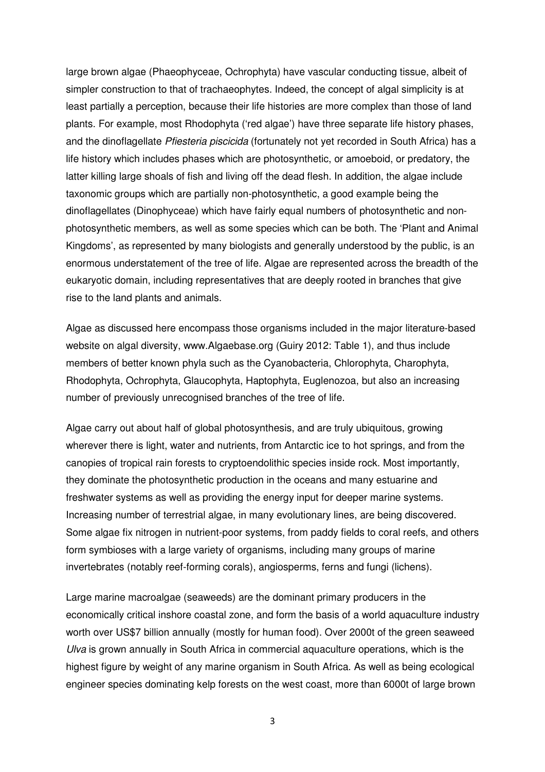large brown algae (Phaeophyceae, Ochrophyta) have vascular conducting tissue, albeit of simpler construction to that of trachaeophytes. Indeed, the concept of algal simplicity is at least partially a perception, because their life histories are more complex than those of land plants. For example, most Rhodophyta ('red algae') have three separate life history phases, and the dinoflagellate *Pfiesteria piscicida* (fortunately not yet recorded in South Africa) has a life history which includes phases which are photosynthetic, or amoeboid, or predatory, the latter killing large shoals of fish and living off the dead flesh. In addition, the algae include taxonomic groups which are partially non-photosynthetic, a good example being the dinoflagellates (Dinophyceae) which have fairly equal numbers of photosynthetic and non-photosynthetic members, as well as some species which can be both. The 'Plant and Animal Kingdoms', as represented by many biologists and generally understood by the public, is an enormous understatement of the tree of life. Algae are represented across the breadth of the eukaryotic domain, including representatives that are deeply rooted in branches that give rise to the land plants and animals.

Algae as discussed here encompass those organisms included in the major literature-based website on algal diversity, www.Algaebase.org (Guiry 2012: Table 1), and thus include members of better known phyla such as the Cyanobacteria, Chlorophyta, Charophyta, Rhodophyta, Ochrophyta, Glaucophyta, Haptophyta, Euglenozoa, but also an increasing number of previously unrecognised branches of the tree of life.

Algae carry out about half of global photosynthesis, and are truly ubiquitous, growing wherever there is light, water and nutrients, from Antarctic ice to hot springs, and from the canopies of tropical rain forests to cryptoendolithic species inside rock. Most importantly, they dominate the photosynthetic production in the oceans and many estuarine and freshwater systems as well as providing the energy input for deeper marine systems. Increasing number of terrestrial algae, in many evolutionary lines, are being discovered. Some algae fix nitrogen in nutrient-poor systems, from paddy fields to coral reefs, and others form symbioses with a large variety of organisms, including many groups of marine invertebrates (notably reef-forming corals), angiosperms, ferns and fungi (lichens).

Large marine macroalgae (seaweeds) are the dominant primary producers in the economically critical inshore coastal zone, and form the basis of a world aquaculture industry worth over US$7 billion annually (mostly for human food). Over 2000t of the green seaweed *Ulva* is grown annually in South Africa in commercial aquaculture operations, which is the highest figure by weight of any marine organism in South Africa. As well as being ecological engineer species dominating kelp forests on the west coast, more than 6000t of large brown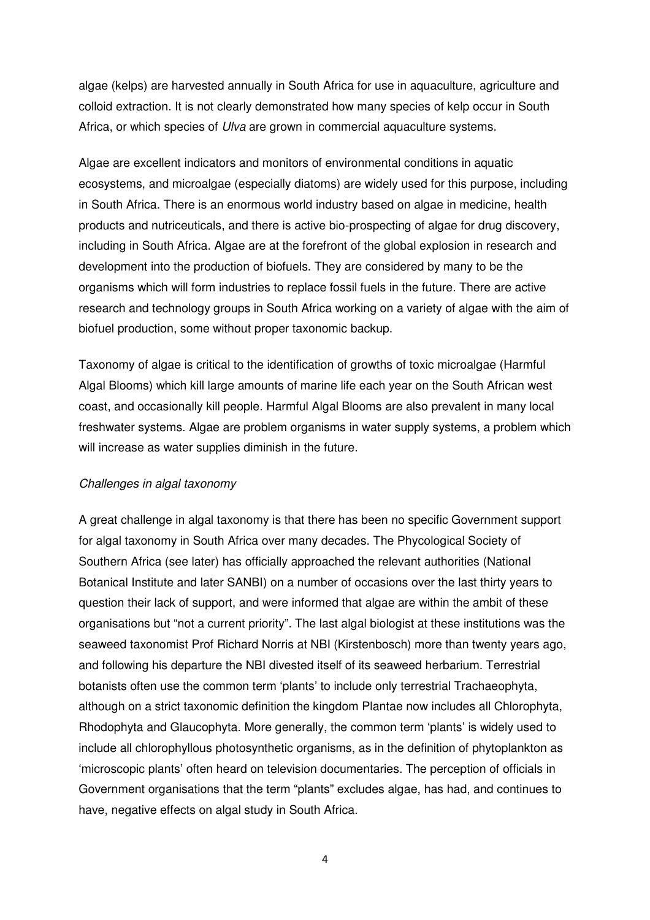algae (kelps) are harvested annually in South Africa for use in aquaculture, agriculture and colloid extraction. It is not clearly demonstrated how many species of kelp occur in South Africa, or which species of *Ulva* are grown in commercial aquaculture systems.

Algae are excellent indicators and monitors of environmental conditions in aquatic ecosystems, and microalgae (especially diatoms) are widely used for this purpose, including in South Africa. There is an enormous world industry based on algae in medicine, health products and nutriceuticals, and there is active bio-prospecting of algae for drug discovery, including in South Africa. Algae are at the forefront of the global explosion in research and development into the production of biofuels. They are considered by many to be the organisms which will form industries to replace fossil fuels in the future. There are active research and technology groups in South Africa working on a variety of algae with the aim of biofuel production, some without proper taxonomic backup.

Taxonomy of algae is critical to the identification of growths of toxic microalgae (Harmful Algal Blooms) which kill large amounts of marine life each year on the South African west coast, and occasionally kill people. Harmful Algal Blooms are also prevalent in many local freshwater systems. Algae are problem organisms in water supply systems, a problem which will increase as water supplies diminish in the future.

*Challenges in algal taxonomy*

A great challenge in algal taxonomy is that there has been no specific Government support for algal taxonomy in South Africa over many decades. The Phycological Society of Southern Africa (see later) has officially approached the relevant authorities (National Botanical Institute and later SANBI) on a number of occasions over the last thirty years to question their lack of support, and were informed that algae are within the ambit of these organisations but "not a current priority". The last algal biologist at these institutions was the seaweed taxonomist Prof Richard Norris at NBI (Kirstenbosch) more than twenty years ago, and following his departure the NBI divested itself of its seaweed herbarium. Terrestrial botanists often use the common term 'plants' to include only terrestrial Trachaeophyta, although on a strict taxonomic definition the kingdom Plantae now includes all Chlorophyta, Rhodophyta and Glaucophyta. More generally, the common term 'plants' is widely used to include all chlorophyllous photosynthetic organisms, as in the definition of phytoplankton as 'microscopic plants' often heard on television documentaries. The perception of officials in Government organisations that the term "plants" excludes algae, has had, and continues to have, negative effects on algal study in South Africa.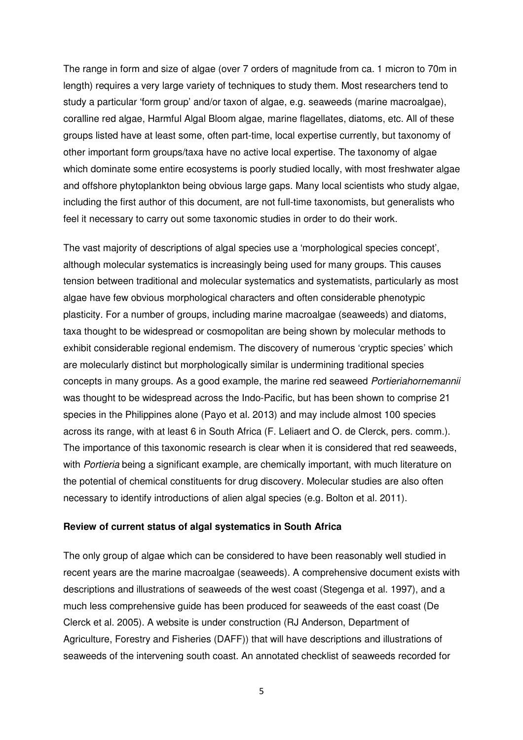The range in form and size of algae (over 7 orders of magnitude from ca. 1 micron to 70m in length) requires a very large variety of techniques to study them. Most researchers tend to study a particular 'form group' and/or taxon of algae, e.g. seaweeds (marine macroalgae), coralline red algae, Harmful Algal Bloom algae, marine flagellates, diatoms, etc. All of these groups listed have at least some, often part-time, local expertise currently, but taxonomy of other important form groups/taxa have no active local expertise. The taxonomy of algae which dominate some entire ecosystems is poorly studied locally, with most freshwater algae and offshore phytoplankton being obvious large gaps. Many local scientists who study algae, including the first author of this document, are not full-time taxonomists, but generalists who feel it necessary to carry out some taxonomic studies in order to do their work.

The vast majority of descriptions of algal species use a 'morphological species concept', although molecular systematics is increasingly being used for many groups. This causes tension between traditional and molecular systematics and systematists, particularly as most algae have few obvious morphological characters and often considerable phenotypic plasticity. For a number of groups, including marine macroalgae (seaweeds) and diatoms, taxa thought to be widespread or cosmopolitan are being shown by molecular methods to exhibit considerable regional endemism. The discovery of numerous 'cryptic species' which are molecularly distinct but morphologically similar is undermining traditional species concepts in many groups. As a good example, the marine red seaweed *Portieriahornemannii* was thought to be widespread across the Indo-Pacific, but has been shown to comprise 21 species in the Philippines alone (Payo et al. 2013) and may include almost 100 species across its range, with at least 6 in South Africa (F. Leliaert and O. de Clerck, pers. comm.). The importance of this taxonomic research is clear when it is considered that red seaweeds, with *Portieria* being a significant example, are chemically important, with much literature on the potential of chemical constituents for drug discovery. Molecular studies are also often necessary to identify introductions of alien algal species (e.g. Bolton et al. 2011).

**Review of current status of algal systematics in South Africa**

The only group of algae which can be considered to have been reasonably well studied in recent years are the marine macroalgae (seaweeds). A comprehensive document exists with descriptions and illustrations of seaweeds of the west coast (Stegenga et al. 1997), and a much less comprehensive guide has been produced for seaweeds of the east coast (De Clerck et al. 2005). A website is under construction (RJ Anderson, Department of Agriculture, Forestry and Fisheries (DAFF)) that will have descriptions and illustrations of seaweeds of the intervening south coast. An annotated checklist of seaweeds recorded for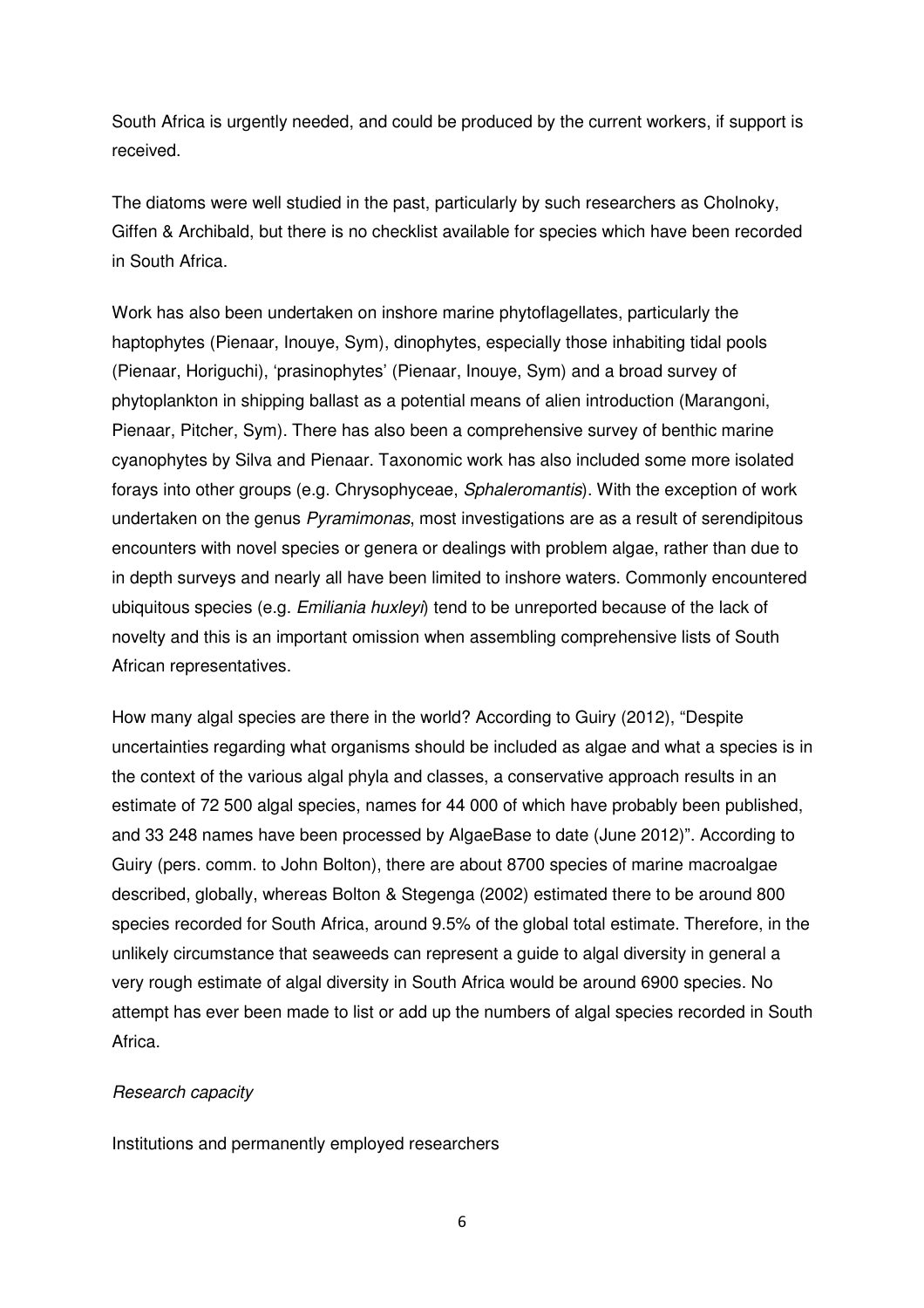South Africa is urgently needed, and could be produced by the current workers, if support is received.

The diatoms were well studied in the past, particularly by such researchers as Cholnoky, Giffen & Archibald, but there is no checklist available for species which have been recorded in South Africa.

Work has also been undertaken on inshore marine phytoflagellates, particularly the haptophytes (Pienaar, Inouye, Sym), dinophytes, especially those inhabiting tidal pools (Pienaar, Horiguchi), 'prasinophytes' (Pienaar, Inouye, Sym) and a broad survey of phytoplankton in shipping ballast as a potential means of alien introduction (Marangoni, Pienaar, Pitcher, Sym). There has also been a comprehensive survey of benthic marine cyanophytes by Silva and Pienaar. Taxonomic work has also included some more isolated forays into other groups (e.g. Chrysophyceae, *Sphaleromantis*). With the exception of work undertaken on the genus *Pyramimonas*, most investigations are as a result of serendipitous encounters with novel species or genera or dealings with problem algae, rather than due to in depth surveys and nearly all have been limited to inshore waters. Commonly encountered ubiquitous species (e.g. *Emiliania huxleyi*) tend to be unreported because of the lack of novelty and this is an important omission when assembling comprehensive lists of South African representatives.

How many algal species are there in the world? According to Guiry (2012), "Despite uncertainties regarding what organisms should be included as algae and what a species is in the context of the various algal phyla and classes, a conservative approach results in an estimate of 72 500 algal species, names for 44 000 of which have probably been published, and 33 248 names have been processed by AlgaeBase to date (June 2012)". According to Guiry (pers. comm. to John Bolton), there are about 8700 species of marine macroalgae described, globally, whereas Bolton & Stegenga (2002) estimated there to be around 800 species recorded for South Africa, around 9.5% of the global total estimate. Therefore, in the unlikely circumstance that seaweeds can represent a guide to algal diversity in general a very rough estimate of algal diversity in South Africa would be around 6900 species. No attempt has ever been made to list or add up the numbers of algal species recorded in South Africa.

*Research capacity*

Institutions and permanently employed researchers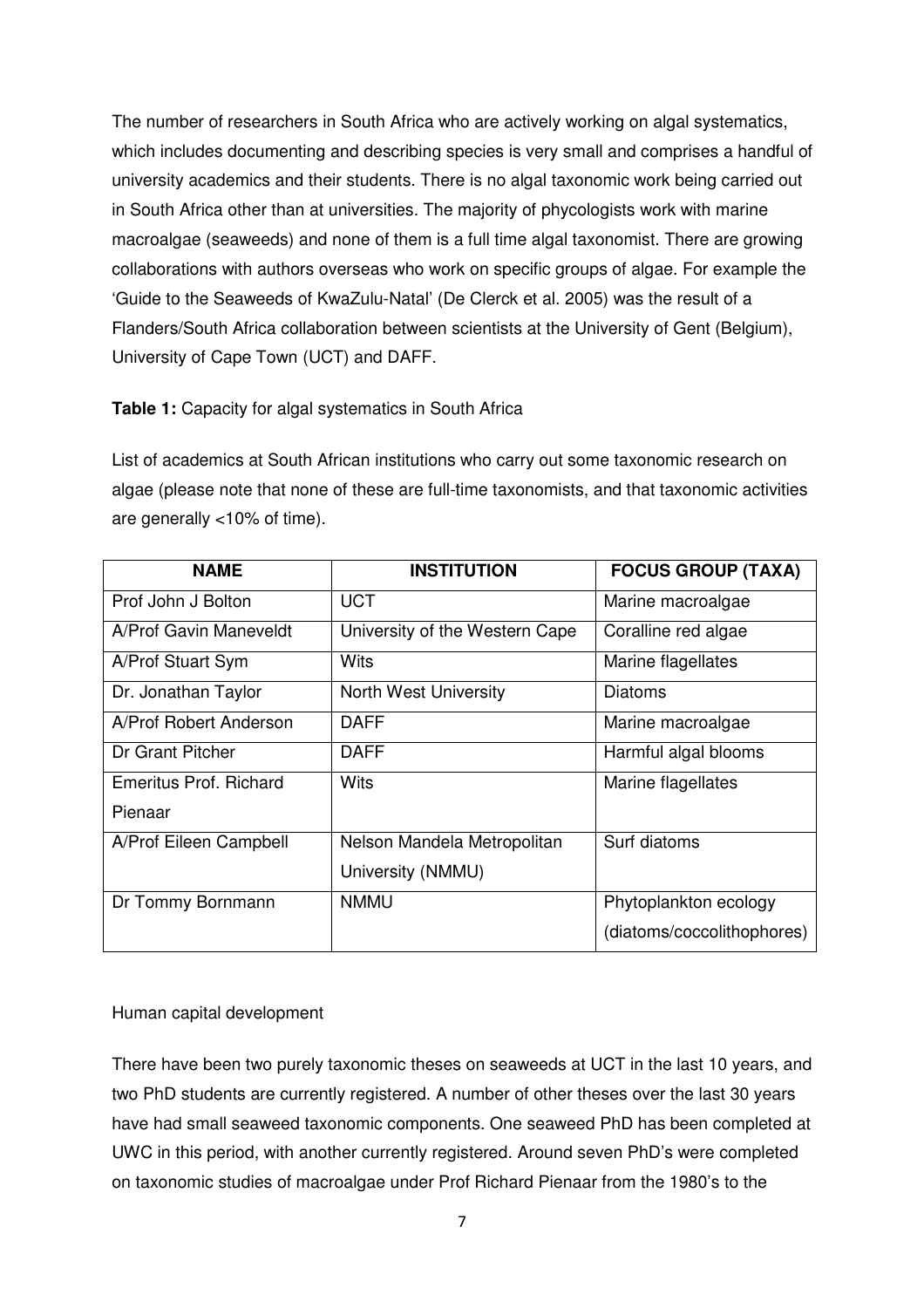The number of researchers in South Africa who are actively working on algal systematics, which includes documenting and describing species is very small and comprises a handful of university academics and their students. There is no algal taxonomic work being carried out in South Africa other than at universities. The majority of phycologists work with marine macroalgae (seaweeds) and none of them is a full time algal taxonomist. There are growing collaborations with authors overseas who work on specific groups of algae. For example the 'Guide to the Seaweeds of KwaZulu-Natal' (De Clerck et al. 2005) was the result of a Flanders/South Africa collaboration between scientists at the University of Gent (Belgium), University of Cape Town (UCT) and DAFF.

**Table 1:** Capacity for algal systematics in South Africa

List of academics at South African institutions who carry out some taxonomic research on algae (please note that none of these are full-time taxonomists, and that taxonomic activities are generally <10% of time).

| NAME | INSTITUTION | FOCUS GROUP (TAXA) |
| --- | --- | --- |
| Prof John J Bolton | UCT | Marine macroalgae |
| A/Prof Gavin Maneveldt | University of the Western Cape | Coralline red algae |
| A/Prof Stuart Sym | Wits | Marine flagellates |
| Dr. Jonathan Taylor | North West University | Diatoms |
| A/Prof Robert Anderson | DAFF | Marine macroalgae |
| Dr Grant Pitcher | DAFF | Harmful algal blooms |
| Emeritus Prof. Richard Pienaar | Wits | Marine flagellates |
| A/Prof Eileen Campbell | Nelson Mandela Metropolitan University (NMMU) | Surf diatoms |
| Dr Tommy Bornmann | NMMU | Phytoplankton ecology (diatoms/coccolithophores) |

Human capital development

There have been two purely taxonomic theses on seaweeds at UCT in the last 10 years, and two PhD students are currently registered. A number of other theses over the last 30 years have had small seaweed taxonomic components. One seaweed PhD has been completed at UWC in this period, with another currently registered. Around seven PhD's were completed on taxonomic studies of macroalgae under Prof Richard Pienaar from the 1980's to the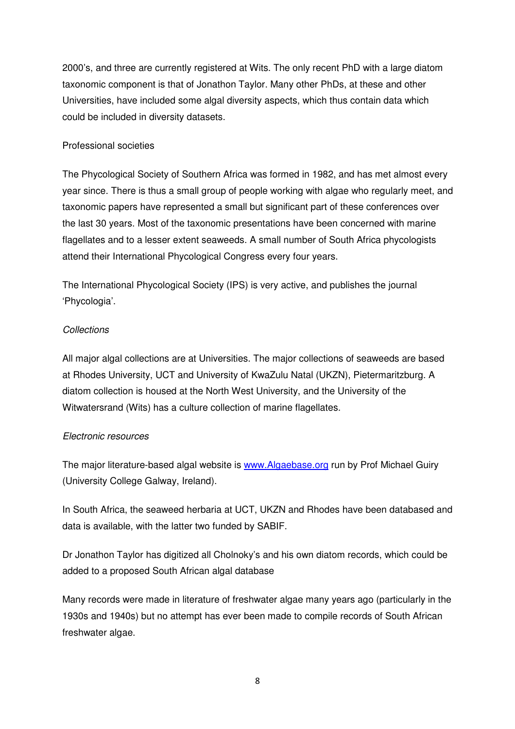2000's, and three are currently registered at Wits. The only recent PhD with a large diatom taxonomic component is that of Jonathon Taylor. Many other PhDs, at these and other Universities, have included some algal diversity aspects, which thus contain data which could be included in diversity datasets.

Professional societies

The Phycological Society of Southern Africa was formed in 1982, and has met almost every year since. There is thus a small group of people working with algae who regularly meet, and taxonomic papers have represented a small but significant part of these conferences over the last 30 years. Most of the taxonomic presentations have been concerned with marine flagellates and to a lesser extent seaweeds. A small number of South Africa phycologists attend their International Phycological Congress every four years.

The International Phycological Society (IPS) is very active, and publishes the journal 'Phycologia'.

*Collections*

All major algal collections are at Universities. The major collections of seaweeds are based at Rhodes University, UCT and University of KwaZulu Natal (UKZN), Pietermaritzburg. A diatom collection is housed at the North West University, and the University of the Witwatersrand (Wits) has a culture collection of marine flagellates.

*Electronic resources*

The major literature-based algal website is www.Algaebase.org run by Prof Michael Guiry (University College Galway, Ireland).

In South Africa, the seaweed herbaria at UCT, UKZN and Rhodes have been databased and data is available, with the latter two funded by SABIF.

Dr Jonathon Taylor has digitized all Cholnoky's and his own diatom records, which could be added to a proposed South African algal database

Many records were made in literature of freshwater algae many years ago (particularly in the 1930s and 1940s) but no attempt has ever been made to compile records of South African freshwater algae.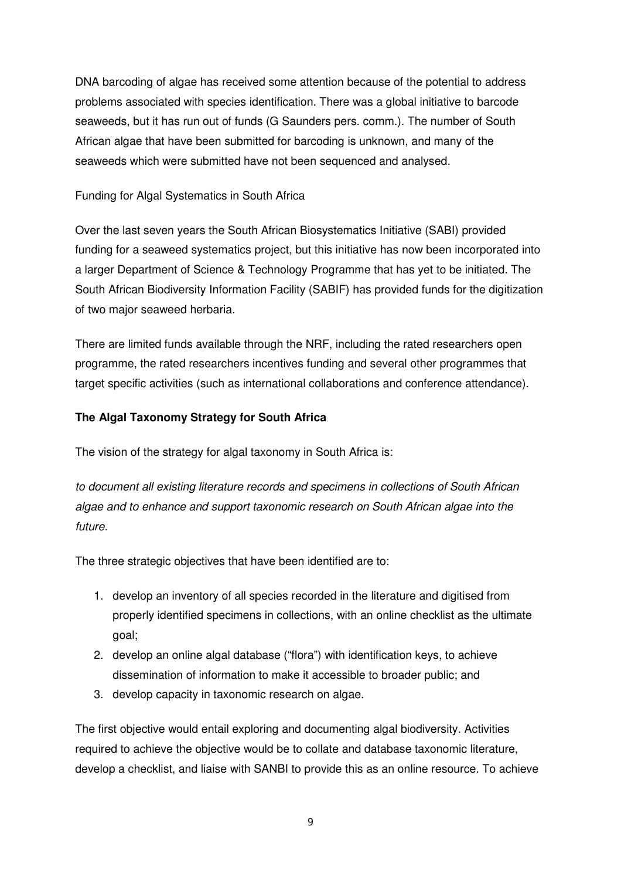DNA barcoding of algae has received some attention because of the potential to address problems associated with species identification. There was a global initiative to barcode seaweeds, but it has run out of funds (G Saunders pers. comm.). The number of South African algae that have been submitted for barcoding is unknown, and many of the seaweeds which were submitted have not been sequenced and analysed.

Funding for Algal Systematics in South Africa

Over the last seven years the South African Biosystematics Initiative (SABI) provided funding for a seaweed systematics project, but this initiative has now been incorporated into a larger Department of Science & Technology Programme that has yet to be initiated. The South African Biodiversity Information Facility (SABIF) has provided funds for the digitization of two major seaweed herbaria.

There are limited funds available through the NRF, including the rated researchers open programme, the rated researchers incentives funding and several other programmes that target specific activities (such as international collaborations and conference attendance).

**The Algal Taxonomy Strategy for South Africa**

The vision of the strategy for algal taxonomy in South Africa is:

*to document all existing literature records and specimens in collections of South African algae and to enhance and support taxonomic research on South African algae into the future.*

The three strategic objectives that have been identified are to:

1. develop an inventory of all species recorded in the literature and digitised from properly identified specimens in collections, with an online checklist as the ultimate goal;
2. develop an online algal database ("flora") with identification keys, to achieve dissemination of information to make it accessible to broader public; and
3. develop capacity in taxonomic research on algae.

The first objective would entail exploring and documenting algal biodiversity. Activities required to achieve the objective would be to collate and database taxonomic literature, develop a checklist, and liaise with SANBI to provide this as an online resource. To achieve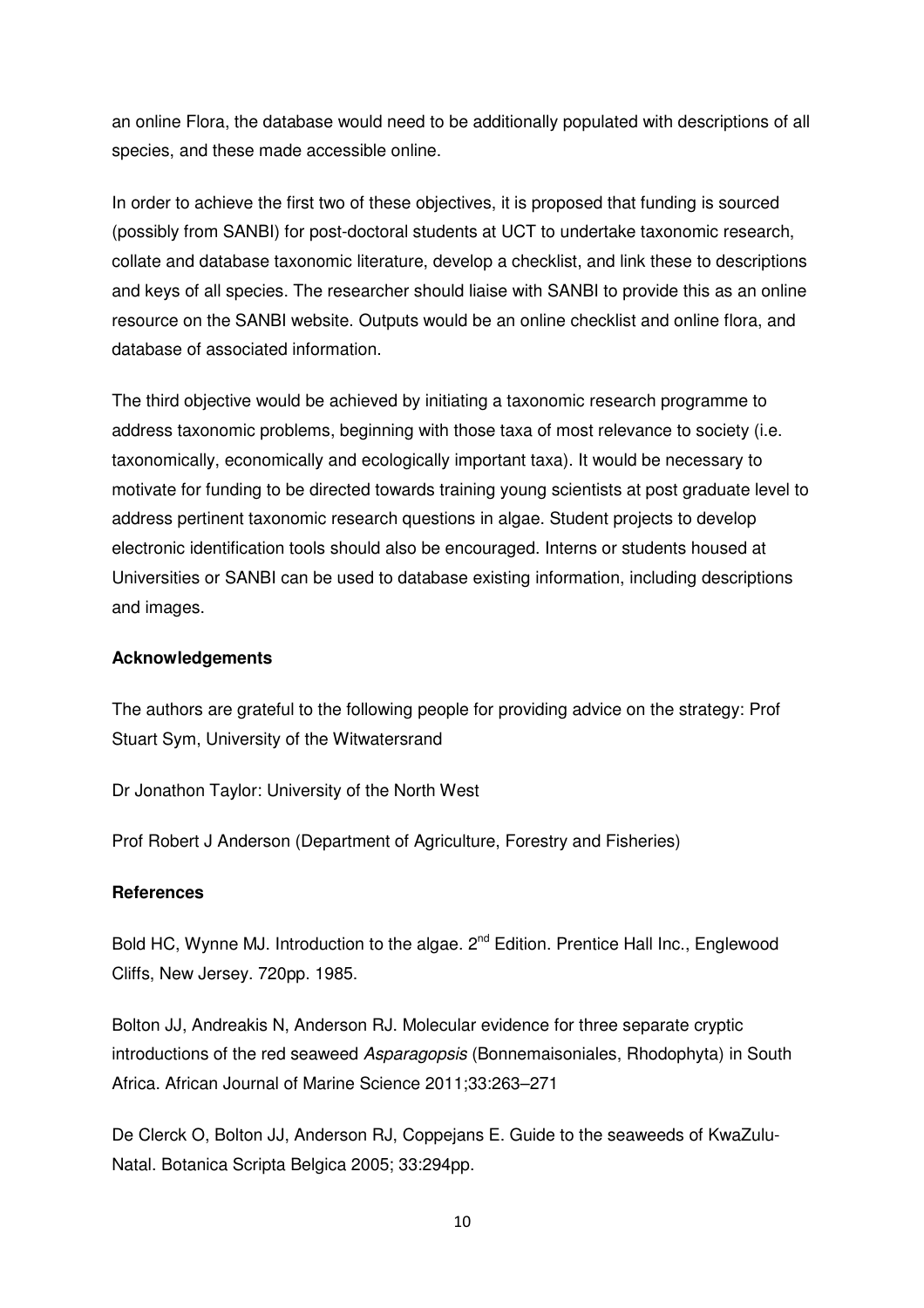an online Flora, the database would need to be additionally populated with descriptions of all species, and these made accessible online.

In order to achieve the first two of these objectives, it is proposed that funding is sourced (possibly from SANBI) for post-doctoral students at UCT to undertake taxonomic research, collate and database taxonomic literature, develop a checklist, and link these to descriptions and keys of all species. The researcher should liaise with SANBI to provide this as an online resource on the SANBI website. Outputs would be an online checklist and online flora, and database of associated information.

The third objective would be achieved by initiating a taxonomic research programme to address taxonomic problems, beginning with those taxa of most relevance to society (i.e. taxonomically, economically and ecologically important taxa). It would be necessary to motivate for funding to be directed towards training young scientists at post graduate level to address pertinent taxonomic research questions in algae. Student projects to develop electronic identification tools should also be encouraged. Interns or students housed at Universities or SANBI can be used to database existing information, including descriptions and images.

**Acknowledgements**

The authors are grateful to the following people for providing advice on the strategy: Prof Stuart Sym, University of the Witwatersrand

Dr Jonathon Taylor: University of the North West

Prof Robert J Anderson (Department of Agriculture, Forestry and Fisheries)

**References**

Bold HC, Wynne MJ. Introduction to the algae. 2nd Edition. Prentice Hall Inc., Englewood Cliffs, New Jersey. 720pp. 1985.

Bolton JJ, Andreakis N, Anderson RJ. Molecular evidence for three separate cryptic introductions of the red seaweed *Asparagopsis* (Bonnemaisoniales, Rhodophyta) in South Africa. African Journal of Marine Science 2011;33:263–271

De Clerck O, Bolton JJ, Anderson RJ, Coppejans E. Guide to the seaweeds of KwaZulu-Natal. Botanica Scripta Belgica 2005; 33:294pp.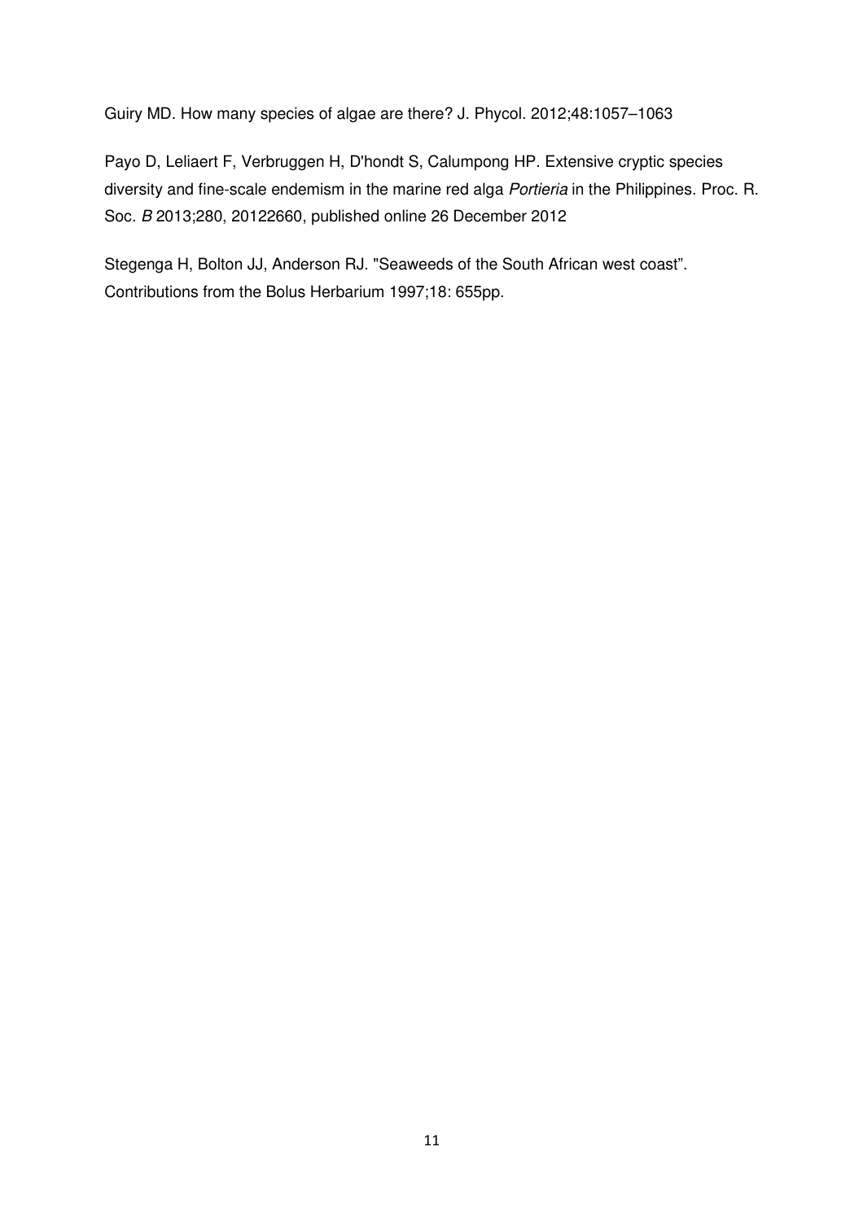Guiry MD. How many species of algae are there? J. Phycol. 2012;48:1057–1063

Payo D, Leliaert F, Verbruggen H, D'hondt S, Calumpong HP. Extensive cryptic species diversity and fine-scale endemism in the marine red alga *Portieria* in the Philippines. Proc. R. Soc. *B* 2013;280, 20122660, published online 26 December 2012

Stegenga H, Bolton JJ, Anderson RJ. "Seaweeds of the South African west coast". Contributions from the Bolus Herbarium 1997;18: 655pp.